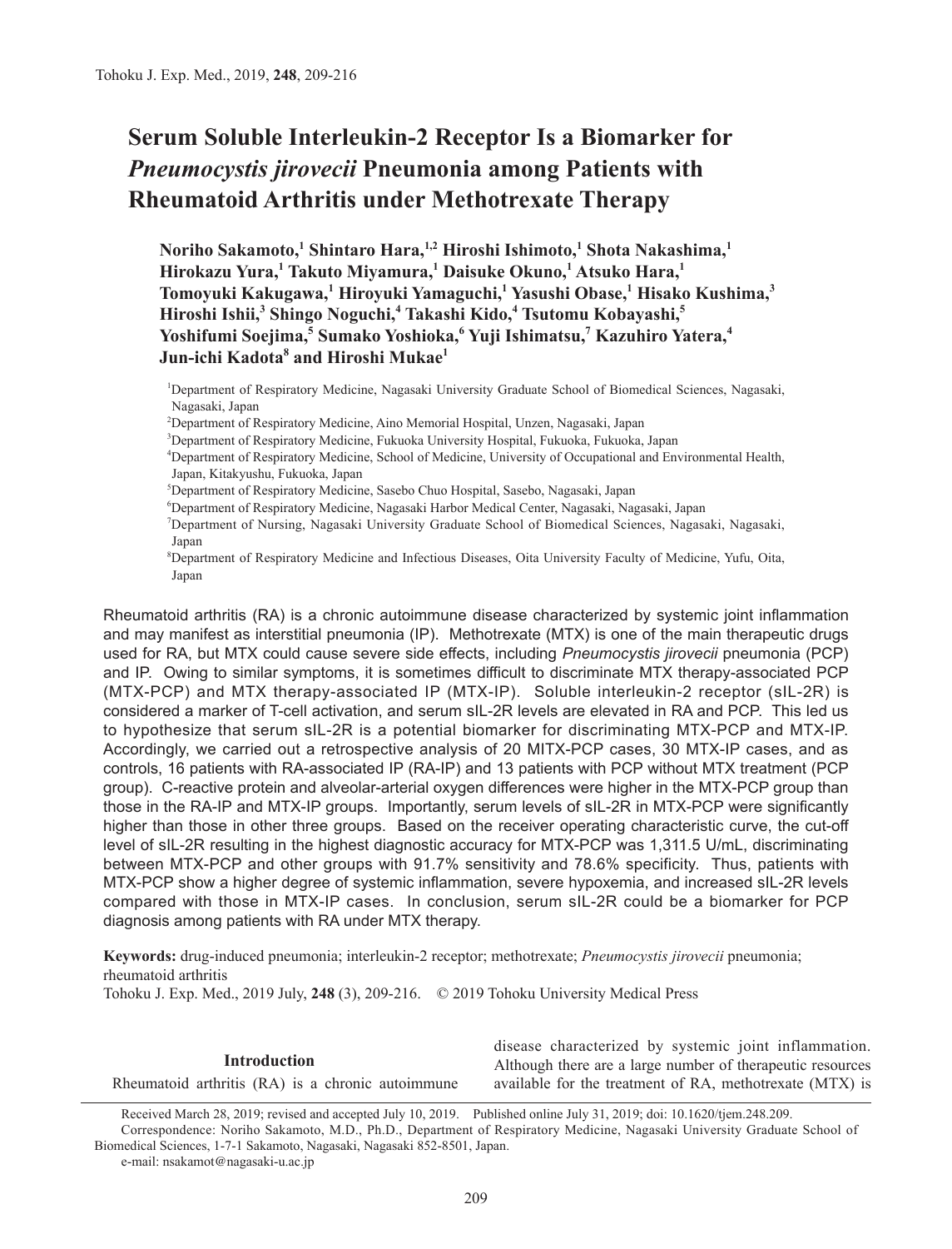# Serum Soluble Interleukin-2 Receptor Is a Biomarker for *Pneumocystis jirovecii* Pneumonia among Patients with Rheumatoid Arthritis under Methotrexate Therapy

**Noriho Sakamoto,[1] Shintaro Hara,[1,2] Hiroshi Ishimoto,[1] Shota Nakashima,[1] Hirokazu Yura,[1] Takuto Miyamura,[1] Daisuke Okuno,[1] Atsuko Hara,[1] Tomoyuki Kakugawa,[1] Hiroyuki Yamaguchi,[1] Yasushi Obase,[1] Hisako Kushima,[3] Hiroshi Ishii,[3] Shingo Noguchi,[4] Takashi Kido,[4] Tsutomu Kobayashi,[5] Yoshifumi Soejima,[5] Sumako Yoshioka,[6] Yuji Ishimatsu,[7] Kazuhiro Yatera,[4] Jun-ichi Kadota[8] and Hiroshi Mukae[1]**

[1]Department of Respiratory Medicine, Nagasaki University Graduate School of Biomedical Sciences, Nagasaki, Nagasaki, Japan

[2]Department of Respiratory Medicine, Aino Memorial Hospital, Unzen, Nagasaki, Japan

[3]Department of Respiratory Medicine, Fukuoka University Hospital, Fukuoka, Fukuoka, Japan

[4]Department of Respiratory Medicine, School of Medicine, University of Occupational and Environmental Health, Japan, Kitakyushu, Fukuoka, Japan

[5]Department of Respiratory Medicine, Sasebo Chuo Hospital, Sasebo, Nagasaki, Japan

[6]Department of Respiratory Medicine, Nagasaki Harbor Medical Center, Nagasaki, Nagasaki, Japan

[7]Department of Nursing, Nagasaki University Graduate School of Biomedical Sciences, Nagasaki, Nagasaki, Japan

[8]Department of Respiratory Medicine and Infectious Diseases, Oita University Faculty of Medicine, Yufu, Oita, Japan

Rheumatoid arthritis (RA) is a chronic autoimmune disease characterized by systemic joint inflammation and may manifest as interstitial pneumonia (IP). Methotrexate (MTX) is one of the main therapeutic drugs used for RA, but MTX could cause severe side effects, including *Pneumocystis jirovecii* pneumonia (PCP) and IP. Owing to similar symptoms, it is sometimes difficult to discriminate MTX therapy-associated PCP (MTX-PCP) and MTX therapy-associated IP (MTX-IP). Soluble interleukin-2 receptor (sIL-2R) is considered a marker of T-cell activation, and serum sIL-2R levels are elevated in RA and PCP. This led us to hypothesize that serum sIL-2R is a potential biomarker for discriminating MTX-PCP and MTX-IP. Accordingly, we carried out a retrospective analysis of 20 MITX-PCP cases, 30 MTX-IP cases, and as controls, 16 patients with RA-associated IP (RA-IP) and 13 patients with PCP without MTX treatment (PCP group). C-reactive protein and alveolar-arterial oxygen differences were higher in the MTX-PCP group than those in the RA-IP and MTX-IP groups. Importantly, serum levels of sIL-2R in MTX-PCP were significantly higher than those in other three groups. Based on the receiver operating characteristic curve, the cut-off level of sIL-2R resulting in the highest diagnostic accuracy for MTX-PCP was 1,311.5 U/mL, discriminating between MTX-PCP and other groups with 91.7% sensitivity and 78.6% specificity. Thus, patients with MTX-PCP show a higher degree of systemic inflammation, severe hypoxemia, and increased sIL-2R levels compared with those in MTX-IP cases. In conclusion, serum sIL-2R could be a biomarker for PCP diagnosis among patients with RA under MTX therapy.

**Keywords:** drug-induced pneumonia; interleukin-2 receptor; methotrexate; *Pneumocystis jirovecii* pneumonia; rheumatoid arthritis

Tohoku J. Exp. Med., 2019 July, **248** (3), 209-216. © 2019 Tohoku University Medical Press

## Introduction

Rheumatoid arthritis (RA) is a chronic autoimmune disease characterized by systemic joint inflammation. Although there are a large number of therapeutic resources available for the treatment of RA, methotrexate (MTX) is

Received March 28, 2019; revised and accepted July 10, 2019. Published online July 31, 2019; doi: 10.1620/tjem.248.209.

Correspondence: Noriho Sakamoto, M.D., Ph.D., Department of Respiratory Medicine, Nagasaki University Graduate School of Biomedical Sciences, 1-7-1 Sakamoto, Nagasaki, Nagasaki 852-8501, Japan.

e-mail: nsakamot@nagasaki-u.ac.jp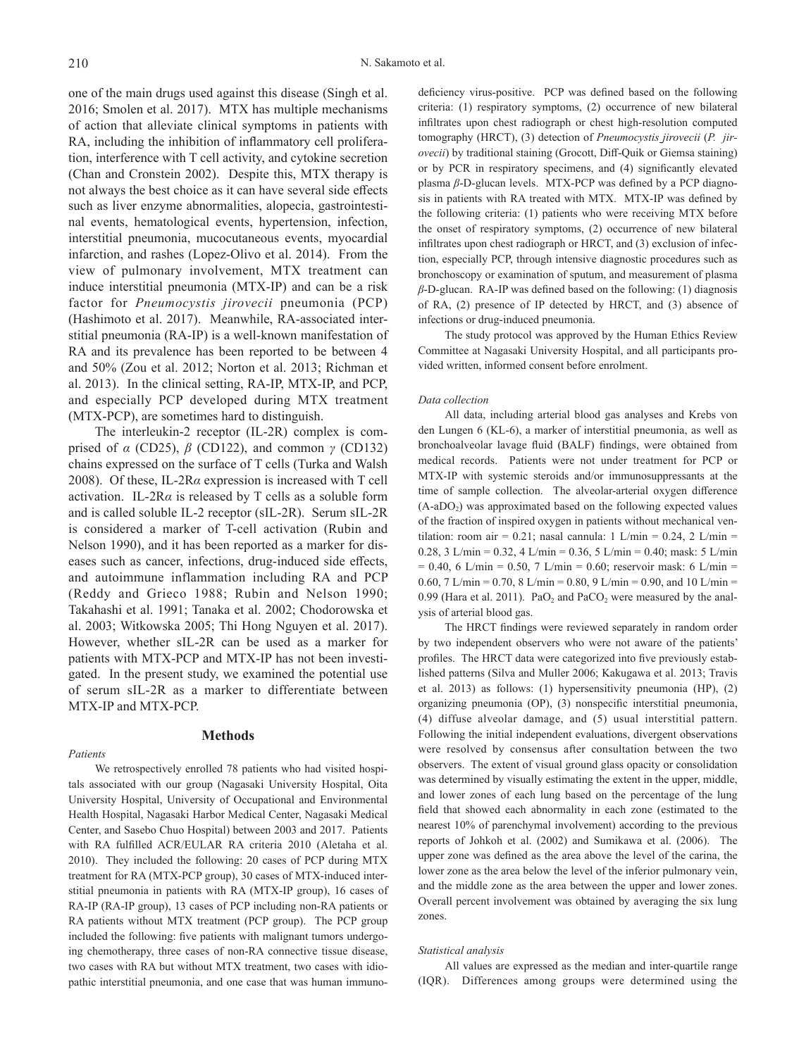one of the main drugs used against this disease (Singh et al. 2016; Smolen et al. 2017). MTX has multiple mechanisms of action that alleviate clinical symptoms in patients with RA, including the inhibition of inflammatory cell proliferation, interference with T cell activity, and cytokine secretion (Chan and Cronstein 2002). Despite this, MTX therapy is not always the best choice as it can have several side effects such as liver enzyme abnormalities, alopecia, gastrointestinal events, hematological events, hypertension, infection, interstitial pneumonia, mucocutaneous events, myocardial infarction, and rashes (Lopez-Olivo et al. 2014). From the view of pulmonary involvement, MTX treatment can induce interstitial pneumonia (MTX-IP) and can be a risk factor for *Pneumocystis jirovecii* pneumonia (PCP) (Hashimoto et al. 2017). Meanwhile, RA-associated interstitial pneumonia (RA-IP) is a well-known manifestation of RA and its prevalence has been reported to be between 4 and 50% (Zou et al. 2012; Norton et al. 2013; Richman et al. 2013). In the clinical setting, RA-IP, MTX-IP, and PCP, and especially PCP developed during MTX treatment (MTX-PCP), are sometimes hard to distinguish.

The interleukin-2 receptor (IL-2R) complex is comprised of $\alpha$ (CD25), $\beta$ (CD122), and common $\gamma$ (CD132) chains expressed on the surface of T cells (Turka and Walsh 2008). Of these, IL-2R$\alpha$ expression is increased with T cell activation. IL-2R$\alpha$ is released by T cells as a soluble form and is called soluble IL-2 receptor (sIL-2R). Serum sIL-2R is considered a marker of T-cell activation (Rubin and Nelson 1990), and it has been reported as a marker for diseases such as cancer, infections, drug-induced side effects, and autoimmune inflammation including RA and PCP (Reddy and Grieco 1988; Rubin and Nelson 1990; Takahashi et al. 1991; Tanaka et al. 2002; Chodorowska et al. 2003; Witkowska 2005; Thi Hong Nguyen et al. 2017). However, whether sIL-2R can be used as a marker for patients with MTX-PCP and MTX-IP has not been investigated. In the present study, we examined the potential use of serum sIL-2R as a marker to differentiate between MTX-IP and MTX-PCP.

## Methods

### *Patients*

We retrospectively enrolled 78 patients who had visited hospitals associated with our group (Nagasaki University Hospital, Oita University Hospital, University of Occupational and Environmental Health Hospital, Nagasaki Harbor Medical Center, Nagasaki Medical Center, and Sasebo Chuo Hospital) between 2003 and 2017. Patients with RA fulfilled ACR/EULAR RA criteria 2010 (Aletaha et al. 2010). They included the following: 20 cases of PCP during MTX treatment for RA (MTX-PCP group), 30 cases of MTX-induced interstitial pneumonia in patients with RA (MTX-IP group), 16 cases of RA-IP (RA-IP group), 13 cases of PCP including non-RA patients or RA patients without MTX treatment (PCP group). The PCP group included the following: five patients with malignant tumors undergoing chemotherapy, three cases of non-RA connective tissue disease, two cases with RA but without MTX treatment, two cases with idiopathic interstitial pneumonia, and one case that was human immunodeficiency virus-positive. PCP was defined based on the following criteria: (1) respiratory symptoms, (2) occurrence of new bilateral infiltrates upon chest radiograph or chest high-resolution computed tomography (HRCT), (3) detection of *Pneumocystis jirovecii* (*P. jirovecii*) by traditional staining (Grocott, Diff-Quik or Giemsa staining) or by PCR in respiratory specimens, and (4) significantly elevated plasma $\beta$-D-glucan levels. MTX-PCP was defined by a PCP diagnosis in patients with RA treated with MTX. MTX-IP was defined by the following criteria: (1) patients who were receiving MTX before the onset of respiratory symptoms, (2) occurrence of new bilateral infiltrates upon chest radiograph or HRCT, and (3) exclusion of infection, especially PCP, through intensive diagnostic procedures such as bronchoscopy or examination of sputum, and measurement of plasma $\beta$-D-glucan. RA-IP was defined based on the following: (1) diagnosis of RA, (2) presence of IP detected by HRCT, and (3) absence of infections or drug-induced pneumonia.

The study protocol was approved by the Human Ethics Review Committee at Nagasaki University Hospital, and all participants provided written, informed consent before enrolment.

### *Data collection*

All data, including arterial blood gas analyses and Krebs von den Lungen 6 (KL-6), a marker of interstitial pneumonia, as well as bronchoalveolar lavage fluid (BALF) findings, were obtained from medical records. Patients were not under treatment for PCP or MTX-IP with systemic steroids and/or immunosuppressants at the time of sample collection. The alveolar-arterial oxygen difference (A-a$DO_2$) was approximated based on the following expected values of the fraction of inspired oxygen in patients without mechanical ventilation: room air = 0.21; nasal cannula: 1 L/min = 0.24, 2 L/min = 0.28, 3 L/min = 0.32, 4 L/min = 0.36, 5 L/min = 0.40; mask: 5 L/min = 0.40, 6 L/min = 0.50, 7 L/min = 0.60; reservoir mask: 6 L/min = 0.60, 7 L/min = 0.70, 8 L/min = 0.80, 9 L/min = 0.90, and 10 L/min = 0.99 (Hara et al. 2011). $PaO_2$ and $PaCO_2$ were measured by the analysis of arterial blood gas.

The HRCT findings were reviewed separately in random order by two independent observers who were not aware of the patients' profiles. The HRCT data were categorized into five previously established patterns (Silva and Muller 2006; Kakugawa et al. 2013; Travis et al. 2013) as follows: (1) hypersensitivity pneumonia (HP), (2) organizing pneumonia (OP), (3) nonspecific interstitial pneumonia, (4) diffuse alveolar damage, and (5) usual interstitial pattern. Following the initial independent evaluations, divergent observations were resolved by consensus after consultation between the two observers. The extent of visual ground glass opacity or consolidation was determined by visually estimating the extent in the upper, middle, and lower zones of each lung based on the percentage of the lung field that showed each abnormality in each zone (estimated to the nearest 10% of parenchymal involvement) according to the previous reports of Johkoh et al. (2002) and Sumikawa et al. (2006). The upper zone was defined as the area above the level of the carina, the lower zone as the area below the level of the inferior pulmonary vein, and the middle zone as the area between the upper and lower zones. Overall percent involvement was obtained by averaging the six lung zones.

### *Statistical analysis*

All values are expressed as the median and inter-quartile range (IQR). Differences among groups were determined using the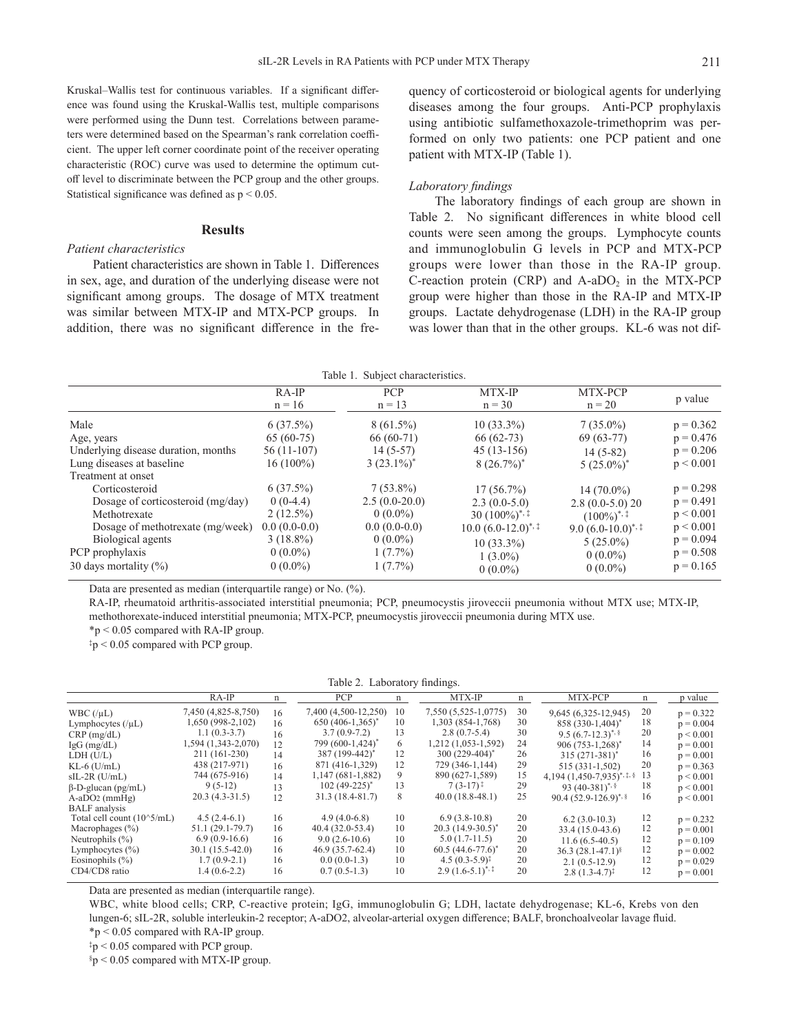Kruskal–Wallis test for continuous variables. If a significant difference was found using the Kruskal-Wallis test, multiple comparisons were performed using the Dunn test. Correlations between parameters were determined based on the Spearman's rank correlation coefficient. The upper left corner coordinate point of the receiver operating characteristic (ROC) curve was used to determine the optimum cutoff level to discriminate between the PCP group and the other groups. Statistical significance was defined as $p < 0.05$.

## Results

### *Patient characteristics*

Patient characteristics are shown in Table 1. Differences in sex, age, and duration of the underlying disease were not significant among groups. The dosage of MTX treatment was similar between MTX-IP and MTX-PCP groups. In addition, there was no significant difference in the frequency of corticosteroid or biological agents for underlying diseases among the four groups. Anti-PCP prophylaxis using antibiotic sulfamethoxazole-trimethoprim was performed on only two patients: one PCP patient and one patient with MTX-IP (Table 1).

### *Laboratory findings*

The laboratory findings of each group are shown in Table 2. No significant differences in white blood cell counts were seen among the groups. Lymphocyte counts and immunoglobulin G levels in PCP and MTX-PCP groups were lower than those in the RA-IP group. C-reaction protein (CRP) and A-a$DO_2$ in the MTX-PCP group were higher than those in the RA-IP and MTX-IP groups. Lactate dehydrogenase (LDH) in the RA-IP group was lower than that in the other groups. KL-6 was not dif-

Table 1. Subject characteristics.

| | RA-IP n = 16 | PCP n = 13 | MTX-IP n = 30 | MTX-PCP n = 20 | p value |
|---|---|---|---|---|---|
| Male | 6 (37.5%) | 8 (61.5%) | 10 (33.3%) | 7 (35.0%) | p = 0.362 |
| Age, years | 65 (60-75) | 66 (60-71) | 66 (62-73) | 69 (63-77) | p = 0.476 |
| Underlying disease duration, months | 56 (11-107) | 14 (5-57) | 45 (13-156) | 14 (5-82) | p = 0.206 |
| Lung diseases at baseline | 16 (100%) | 3 (23.1%)* | 8 (26.7%)* | 5 (25.0%)* | p < 0.001 |
| Treatment at onset | | | | | |
| Corticosteroid | 6 (37.5%) | 7 (53.8%) | 17 (56.7%) | 14 (70.0%) | p = 0.298 |
| Dosage of corticosteroid (mg/day) | 0 (0-4.4) | 2.5 (0.0-20.0) | 2.3 (0.0-5.0) | 2.8 (0.0-5.0) | p = 0.491 |
| Methotrexate | 2 (12.5%) | 0 (0.0%) | 30 (100%)*, ‡ | 20 (100%)*, ‡ | p < 0.001 |
| Dosage of methotrexate (mg/week) | 0.0 (0.0-0.0) | 0.0 (0.0-0.0) | 10.0 (6.0-12.0)*, ‡ | 9.0 (6.0-10.0)*, ‡ | p < 0.001 |
| Biological agents | 3 (18.8%) | 0 (0.0%) | 10 (33.3%) | 5 (25.0%) | p = 0.094 |
| PCP prophylaxis | 0 (0.0%) | 1 (7.7%) | 1 (3.0%) | 0 (0.0%) | p = 0.508 |
| 30 days mortality (%) | 0 (0.0%) | 1 (7.7%) | 0 (0.0%) | 0 (0.0%) | p = 0.165 |

Data are presented as median (interquartile range) or No. (%).

RA-IP, rheumatoid arthritis-associated interstitial pneumonia; PCP, pneumocystis jiroveccii pneumonia without MTX use; MTX-IP, methothorexate-induced interstitial pneumonia; MTX-PCP, pneumocystis jiroveccii pneumonia during MTX use.

*p < 0.05 compared with RA-IP group.

‡p < 0.05 compared with PCP group.

Table 2. Laboratory findings.

| | RA-IP | n | PCP | n | MTX-IP | n | MTX-PCP | n | p value |
|---|---|---|---|---|---|---|---|---|---|
| WBC (/μL) | 7,450 (4,825-8,750) | 16 | 7,400 (4,500-12,250) | 10 | 7,550 (5,525-1,0775) | 30 | 9,645 (6,325-12,945) | 20 | p = 0.322 |
| Lymphocytes (/μL) | 1,650 (998-2,102) | 16 | 650 (406-1,365)* | 10 | 1,303 (854-1,768) | 30 | 858 (330-1,404)* | 18 | p = 0.004 |
| CRP (mg/dL) | 1.1 (0.3-3.7) | 16 | 3.7 (0.9-7.2) | 13 | 2.8 (0.7-5.4) | 30 | 9.5 (6.7-12.3)*, § | 20 | p < 0.001 |
| IgG (mg/dL) | 1,594 (1,343-2,070) | 12 | 799 (600-1,424)* | 6 | 1,212 (1,053-1,592) | 24 | 906 (753-1,268)* | 14 | p = 0.001 |
| LDH (U/L) | 211 (161-230) | 14 | 387 (199-442)* | 12 | 300 (229-404)* | 26 | 315 (271-381)* | 16 | p = 0.001 |
| KL-6 (U/mL) | 438 (217-971) | 16 | 871 (416-1,329) | 12 | 729 (346-1,144) | 29 | 515 (331-1,502) | 20 | p = 0.363 |
| sIL-2R (U/mL) | 744 (675-916) | 14 | 1,147 (681-1,882) | 9 | 890 (627-1,589) | 15 | 4,194 (1,450-7,935)*, ‡, § | 13 | p < 0.001 |
| β-D-glucan (pg/mL) | 9 (5-12) | 13 | 102 (49-225)* | 13 | 7 (3-17)‡ | 29 | 93 (40-381)*, § | 18 | p < 0.001 |
| A-a$DO_2$ (mmHg) | 20.3 (4.3-31.5) | 12 | 31.3 (18.4-81.7) | 8 | 40.0 (18.8-48.1) | 25 | 90.4 (52.9-126.9)*, § | 16 | p < 0.001 |
| BALF analysis | | | | | | | | | |
| Total cell count ($10^5$/mL) | 4.5 (2.4-6.1) | 16 | 4.9 (4.0-6.8) | 10 | 6.9 (3.8-10.8) | 20 | 6.2 (3.0-10.3) | 12 | p = 0.232 |
| Macrophages (%) | 51.1 (29.1-79.7) | 16 | 40.4 (32.0-53.4) | 10 | 20.3 (14.9-30.5)* | 20 | 33.4 (15.0-43.6) | 12 | p = 0.001 |
| Neutrophils (%) | 6.9 (0.9-16.6) | 16 | 9.0 (2.6-10.6) | 10 | 5.0 (1.7-11.5) | 20 | 11.6 (6.5-40.5) | 12 | p = 0.109 |
| Lymphocytes (%) | 30.1 (15.5-42.0) | 16 | 46.9 (35.7-62.4) | 10 | 60.5 (44.6-77.6)* | 20 | 36.3 (28.1-47.1)§ | 12 | p = 0.002 |
| Eosinophils (%) | 1.7 (0.9-2.1) | 16 | 0.0 (0.0-1.3) | 10 | 4.5 (0.3-5.9)‡ | 20 | 2.1 (0.5-12.9) | 12 | p = 0.029 |
| CD4/CD8 ratio | 1.4 (0.6-2.2) | 16 | 0.7 (0.5-1.3) | 10 | 2.9 (1.6-5.1)*, ‡ | 20 | 2.8 (1.3-4.7)‡ | 12 | p = 0.001 |

Data are presented as median (interquartile range).

WBC, white blood cells; CRP, C-reactive protein; IgG, immunoglobulin G; LDH, lactate dehydrogenase; KL-6, Krebs von den lungen-6; sIL-2R, soluble interleukin-2 receptor; A-aDO2, alveolar-arterial oxygen difference; BALF, bronchoalveolar lavage fluid.

*p < 0.05 compared with RA-IP group.

‡p < 0.05 compared with PCP group.

§p < 0.05 compared with MTX-IP group.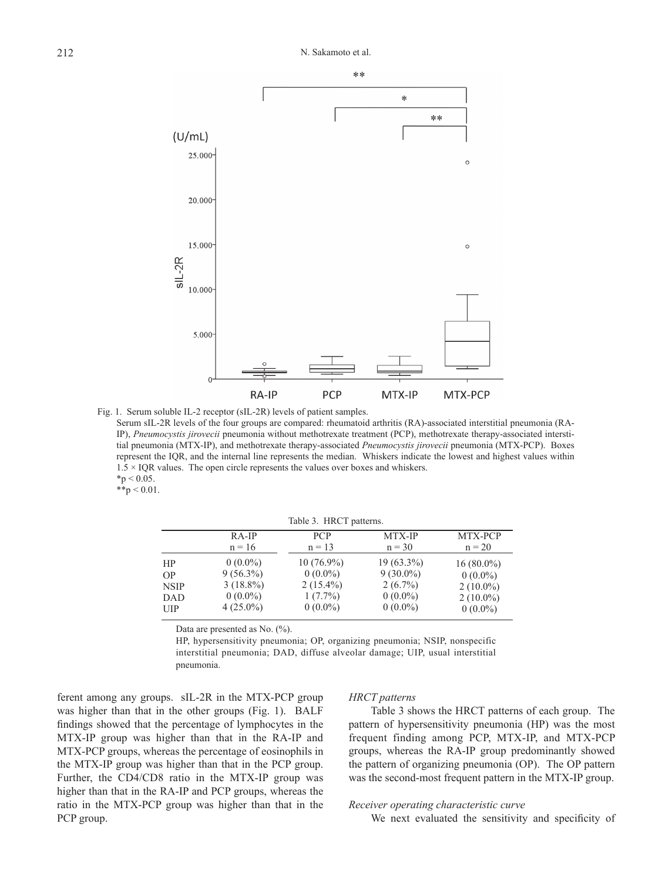Fig. 1. Serum soluble IL-2 receptor (sIL-2R) levels of patient samples.

Serum sIL-2R levels of the four groups are compared: rheumatoid arthritis (RA)-associated interstitial pneumonia (RA-IP), *Pneumocystis jirovecii* pneumonia without methotrexate treatment (PCP), methotrexate therapy-associated interstitial pneumonia (MTX-IP), and methotrexate therapy-associated *Pneumocystis jirovecii* pneumonia (MTX-PCP). Boxes represent the IQR, and the internal line represents the median. Whiskers indicate the lowest and highest values within $1.5 \times$ IQR values. The open circle represents the values over boxes and whiskers.

$^{*}p < 0.05$.

$^{**}p < 0.01$.

Table 3. HRCT patterns.

| | RA-IP n = 16 | PCP n = 13 | MTX-IP n = 30 | MTX-PCP n = 20 |
|---|---|---|---|---|
| HP | 0 (0.0%) | 10 (76.9%) | 19 (63.3%) | 16 (80.0%) |
| OP | 9 (56.3%) | 0 (0.0%) | 9 (30.0%) | 0 (0.0%) |
| NSIP | 3 (18.8%) | 2 (15.4%) | 2 (6.7%) | 2 (10.0%) |
| DAD | 0 (0.0%) | 1 (7.7%) | 0 (0.0%) | 2 (10.0%) |
| UIP | 4 (25.0%) | 0 (0.0%) | 0 (0.0%) | 0 (0.0%) |

Data are presented as No. (%).

HP, hypersensitivity pneumonia; OP, organizing pneumonia; NSIP, nonspecific interstitial pneumonia; DAD, diffuse alveolar damage; UIP, usual interstitial pneumonia.

ferent among any groups. sIL-2R in the MTX-PCP group was higher than that in the other groups (Fig. 1). BALF findings showed that the percentage of lymphocytes in the MTX-IP group was higher than that in the RA-IP and MTX-PCP groups, whereas the percentage of eosinophils in the MTX-IP group was higher than that in the PCP group. Further, the CD4/CD8 ratio in the MTX-IP group was higher than that in the RA-IP and PCP groups, whereas the ratio in the MTX-PCP group was higher than that in the PCP group.

### *HRCT patterns*

Table 3 shows the HRCT patterns of each group. The pattern of hypersensitivity pneumonia (HP) was the most frequent finding among PCP, MTX-IP, and MTX-PCP groups, whereas the RA-IP group predominantly showed the pattern of organizing pneumonia (OP). The OP pattern was the second-most frequent pattern in the MTX-IP group.

### *Receiver operating characteristic curve*

We next evaluated the sensitivity and specificity of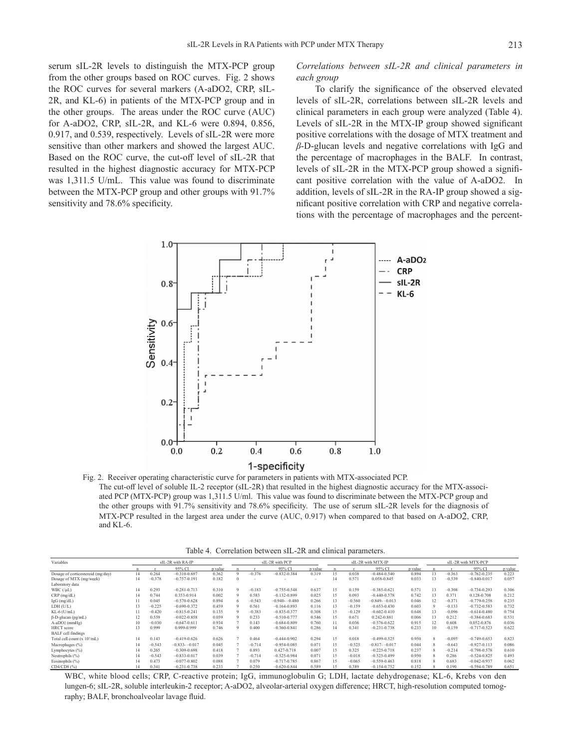serum sIL-2R levels to distinguish the MTX-PCP group from the other groups based on ROC curves. Fig. 2 shows the ROC curves for several markers (A-aDO2, CRP, sIL-2R, and KL-6) in patients of the MTX-PCP group and in the other groups. The areas under the ROC curve (AUC) for A-aDO2, CRP, sIL-2R, and KL-6 were 0.894, 0.856, 0.917, and 0.539, respectively. Levels of sIL-2R were more sensitive than other markers and showed the largest AUC. Based on the ROC curve, the cut-off level of sIL-2R that resulted in the highest diagnostic accuracy for MTX-PCP was 1,311.5 U/mL. This value was found to discriminate between the MTX-PCP group and other groups with 91.7% sensitivity and 78.6% specificity.

*Correlations between sIL-2R and clinical parameters in each group*

To clarify the significance of the observed elevated levels of sIL-2R, correlations between sIL-2R levels and clinical parameters in each group were analyzed (Table 4). Levels of sIL-2R in the MTX-IP group showed significant positive correlations with the dosage of MTX treatment and *β*-D-glucan levels and negative correlations with IgG and the percentage of macrophages in the BALF. In contrast, levels of sIL-2R in the MTX-PCP group showed a significant positive correlation with the value of A-aDO2. In addition, levels of sIL-2R in the RA-IP group showed a significant positive correlation with CRP and negative correlations with the percentage of macrophages and the percent-

Fig. 2. Receiver operating characteristic curve for parameters in patients with MTX-associated PCP.
The cut-off level of soluble IL-2 receptor (sIL-2R) that resulted in the highest diagnostic accuracy for the MTX-associated PCP (MTX-PCP) group was 1,311.5 U/ml. This value was found to discriminate between the MTX-PCP group and the other groups with 91.7% sensitivity and 78.6% specificity. The use of serum sIL-2R levels for the diagnosis of MTX-PCP resulted in the largest area under the curve (AUC, 0.917) when compared to that based on A-aDO2, CRP, and KL-6.

Table 4. Correlation between sIL-2R and clinical parameters.

| Variables | sIL-2R with RA-IP | | | | sIL-2R with PCP | | | | sIL-2R with MTX-IP | | | | sIL-2R with MTX-PCP | | | |
|---|---|---|---|---|---|---|---|---|---|---|---|---|---|---|---|---|
| | n | r | 95% CI | p value | n | r | 95% CI | p value | n | r | 95% CI | p value | n | r | 95% CI | p value |
| Dosage of corticosteroid (mg/day) | 14 | 0.264 | −0.310-0.697 | 0.362 | 9 | −0.376 | −0.832-0.384 | 0.319 | 15 | 0.038 | −0.484-0.540 | 0.894 | 13 | −0.363 | −0.762-0.235 | 0.223 |
| Dosage of MTX (mg/week) | 14 | −0.378 | −0.757-0.191 | 0.182 | 0 | - | - | - | 14 | 0.571 | 0.058-0.845 | 0.033 | 13 | −0.539 | −0.840-0.017 | 0.057 |
| Laboratory data | | | | | | | | | | | | | | | | |
| WBC (/μL) | 14 | 0.293 | −0.281-0.713 | 0.310 | 9 | −0.183 | −0.755-0.548 | 0.637 | 15 | 0.159 | −0.385-0.621 | 0.571 | 13 | −0.308 | −0.734-0.293 | 0.306 |
| CRP (mg/dL) | 14 | 0.744 | 0.353-0.914 | 0.002 | 9 | 0.583 | −0.132-0.899 | 0.025 | 15 | 0.093 | −0.440-0.578 | 0.742 | 13 | 0.371 | 0.128-0.708 | 0.212 |
| IgG (mg/dL) | 11 | 0.045 | −0.570-0.628 | 0.894 | 6 | −0.543 | −0.940- −0.480 | 0.266 | 13 | −0.560 | −0.849- −0.013 | 0.046 | 12 | −0.371 | −0.779-0.258 | 0.235 |
| LDH (U/L) | 13 | −0.225 | −0.690-0.372 | 0.459 | 9 | 0.561 | −0.164-0.893 | 0.116 | 13 | −0.159 | −0.653-0.430 | 0.603 | 9 | −0.133 | −0.732-0.583 | 0.732 |
| KL-6 (U/mL) | 11 | −0.420 | −0.815-0.241 | 0.135 | 9 | −0.383 | −0.835-0.377 | 0.308 | 15 | −0.129 | −0.602-0.410 | 0.648 | 13 | −0.096 | −0.614-0.480 | 0.754 |
| β-D-glucan (pg/mL) | 12 | 0.559 | −0.022-0.858 | 0.059 | 9 | 0.233 | −0.510-0.777 | 0.546 | 15 | 0.671 | 0.242-0.881 | 0.006 | 13 | 0.212 | −0.384-0.683 | 0.531 |
| A-aDO2 (mmHg) | 10 | −0.030 | −0.647-0.611 | 0.934 | 7 | 0.143 | −0.684-0.809 | 0.760 | 11 | 0.036 | −0.576-0.622 | 0.915 | 12 | 0.608 | 0.052-0.876 | 0.036 |
| HRCT score | 13 | 0.999 | 0.999-0.999 | 0.746 | 9 | 0.400 | −0.360-0.841 | 0.286 | 14 | 0.341 | −0.231-0.738 | 0.233 | 10 | −0.159 | −0.717-0.523 | 0.622 |
| BALF cell findings | | | | | | | | | | | | | | | | |
| Total cell count (x 10⁵/mL) | 14 | 0.143 | −0.419-0.626 | 0.626 | 7 | 0.464 | −0.444-0.902 | 0.294 | 15 | 0.018 | −0.499-0.525 | 0.950 | 8 | −0.095 | −0.749-0.653 | 0.823 |
| Macrophages (%) | 14 | −0.543 | −0.833- −0.017 | 0.045 | 7 | −0.714 | −0.954-0.085 | 0.071 | 15 | −0.525 | −0.817- −0.017 | 0.044 | 8 | −0.643 | −0.927-0.113 | 0.086 |
| Lymphocytes (%) | 14 | 0.265 | −0.309-0.698 | 0.418 | 7 | 0.893 | 0.427-0.718 | 0.007 | 15 | 0.325 | −0.225-0.718 | 0.237 | 8 | −0.214 | −0.798-0.578 | 0.610 |
| Neutrophils (%) | 14 | −0.543 | −0.833-0.017 | 0.039 | 7 | −0.714 | −0.525-0.984 | 0.071 | 15 | −0.018 | −0.525-0.499 | 0.950 | 8 | 0.286 | −0.524-0.825 | 0.493 |
| Eosinophils (%) | 14 | 0.473 | −0.077-0.802 | 0.088 | 7 | 0.079 | −0.717-0.785 | 0.867 | 15 | −0.065 | −0.559-0.463 | 0.818 | 8 | 0.683 | −0.042-0.937 | 0.062 |
| CD4/CD8 (%) | 14 | 0.341 | −0.231-0.738 | 0.233 | 7 | 0.250 | −0.620-0.844 | 0.589 | 15 | 0.389 | −0.154-0.752 | 0.152 | 8 | 0.190 | −0.594-0.789 | 0.651 |

WBC, white blood cells; CRP, C-reactive protein; IgG, immunoglobulin G; LDH, lactate dehydrogenase; KL-6, Krebs von den lungen-6; sIL-2R, soluble interleukin-2 receptor; A-aDO2, alveolar-arterial oxygen difference; HRCT, high-resolution computed tomography; BALF, bronchoalveolar lavage fluid.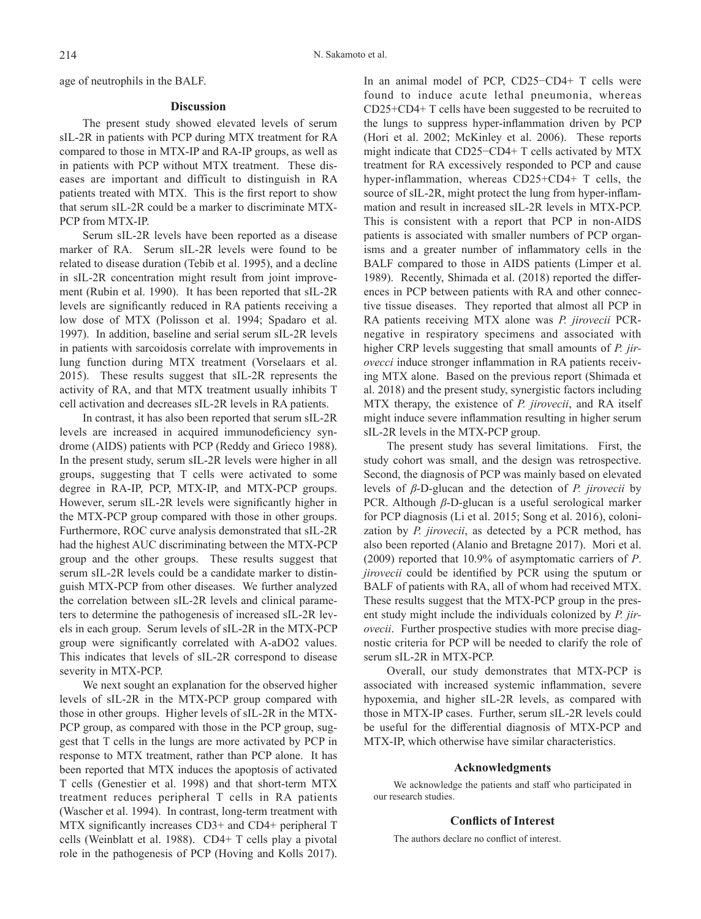age of neutrophils in the BALF.

## Discussion

The present study showed elevated levels of serum sIL-2R in patients with PCP during MTX treatment for RA compared to those in MTX-IP and RA-IP groups, as well as in patients with PCP without MTX treatment. These diseases are important and difficult to distinguish in RA patients treated with MTX. This is the first report to show that serum sIL-2R could be a marker to discriminate MTX-PCP from MTX-IP.

Serum sIL-2R levels have been reported as a disease marker of RA. Serum sIL-2R levels were found to be related to disease duration (Tebib et al. 1995), and a decline in sIL-2R concentration might result from joint improvement (Rubin et al. 1990). It has been reported that sIL-2R levels are significantly reduced in RA patients receiving a low dose of MTX (Polisson et al. 1994; Spadaro et al. 1997). In addition, baseline and serial serum sIL-2R levels in patients with sarcoidosis correlate with improvements in lung function during MTX treatment (Vorselaars et al. 2015). These results suggest that sIL-2R represents the activity of RA, and that MTX treatment usually inhibits T cell activation and decreases sIL-2R levels in RA patients.

In contrast, it has also been reported that serum sIL-2R levels are increased in acquired immunodeficiency syndrome (AIDS) patients with PCP (Reddy and Grieco 1988). In the present study, serum sIL-2R levels were higher in all groups, suggesting that T cells were activated to some degree in RA-IP, PCP, MTX-IP, and MTX-PCP groups. However, serum sIL-2R levels were significantly higher in the MTX-PCP group compared with those in other groups. Furthermore, ROC curve analysis demonstrated that sIL-2R had the highest AUC discriminating between the MTX-PCP group and the other groups. These results suggest that serum sIL-2R levels could be a candidate marker to distinguish MTX-PCP from other diseases. We further analyzed the correlation between sIL-2R levels and clinical parameters to determine the pathogenesis of increased sIL-2R levels in each group. Serum levels of sIL-2R in the MTX-PCP group were significantly correlated with A-aDO2 values. This indicates that levels of sIL-2R correspond to disease severity in MTX-PCP.

We next sought an explanation for the observed higher levels of sIL-2R in the MTX-PCP group compared with those in other groups. Higher levels of sIL-2R in the MTX-PCP group, as compared with those in the PCP group, suggest that T cells in the lungs are more activated by PCP in response to MTX treatment, rather than PCP alone. It has been reported that MTX induces the apoptosis of activated T cells (Genestier et al. 1998) and that short-term MTX treatment reduces peripheral T cells in RA patients (Wascher et al. 1994). In contrast, long-term treatment with MTX significantly increases CD3+ and CD4+ peripheral T cells (Weinblatt et al. 1988). CD4+ T cells play a pivotal role in the pathogenesis of PCP (Hoving and Kolls 2017). In an animal model of PCP, CD25−CD4+ T cells were found to induce acute lethal pneumonia, whereas CD25+CD4+ T cells have been suggested to be recruited to the lungs to suppress hyper-inflammation driven by PCP (Hori et al. 2002; McKinley et al. 2006). These reports might indicate that CD25−CD4+ T cells activated by MTX treatment for RA excessively responded to PCP and cause hyper-inflammation, whereas CD25+CD4+ T cells, the source of sIL-2R, might protect the lung from hyper-inflammation and result in increased sIL-2R levels in MTX-PCP. This is consistent with a report that PCP in non-AIDS patients is associated with smaller numbers of PCP organisms and a greater number of inflammatory cells in the BALF compared to those in AIDS patients (Limper et al. 1989). Recently, Shimada et al. (2018) reported the differences in PCP between patients with RA and other connective tissue diseases. They reported that almost all PCP in RA patients receiving MTX alone was *P. jirovecii* PCR-negative in respiratory specimens and associated with higher CRP levels suggesting that small amounts of *P. jirovecci* induce stronger inflammation in RA patients receiving MTX alone. Based on the previous report (Shimada et al. 2018) and the present study, synergistic factors including MTX therapy, the existence of *P. jirovecii*, and RA itself might induce severe inflammation resulting in higher serum sIL-2R levels in the MTX-PCP group.

The present study has several limitations. First, the study cohort was small, and the design was retrospective. Second, the diagnosis of PCP was mainly based on elevated levels of *β*-D-glucan and the detection of *P. jirovecii* by PCR. Although *β*-D-glucan is a useful serological marker for PCP diagnosis (Li et al. 2015; Song et al. 2016), colonization by *P. jirovecii*, as detected by a PCR method, has also been reported (Alanio and Bretagne 2017). Mori et al. (2009) reported that 10.9% of asymptomatic carriers of *P. jirovecii* could be identified by PCR using the sputum or BALF of patients with RA, all of whom had received MTX. These results suggest that the MTX-PCP group in the present study might include the individuals colonized by *P. jirovecii*. Further prospective studies with more precise diagnostic criteria for PCP will be needed to clarify the role of serum sIL-2R in MTX-PCP.

Overall, our study demonstrates that MTX-PCP is associated with increased systemic inflammation, severe hypoxemia, and higher sIL-2R levels, as compared with those in MTX-IP cases. Further, serum sIL-2R levels could be useful for the differential diagnosis of MTX-PCP and MTX-IP, which otherwise have similar characteristics.

## Acknowledgments

We acknowledge the patients and staff who participated in our research studies.

## Conflicts of Interest

The authors declare no conflict of interest.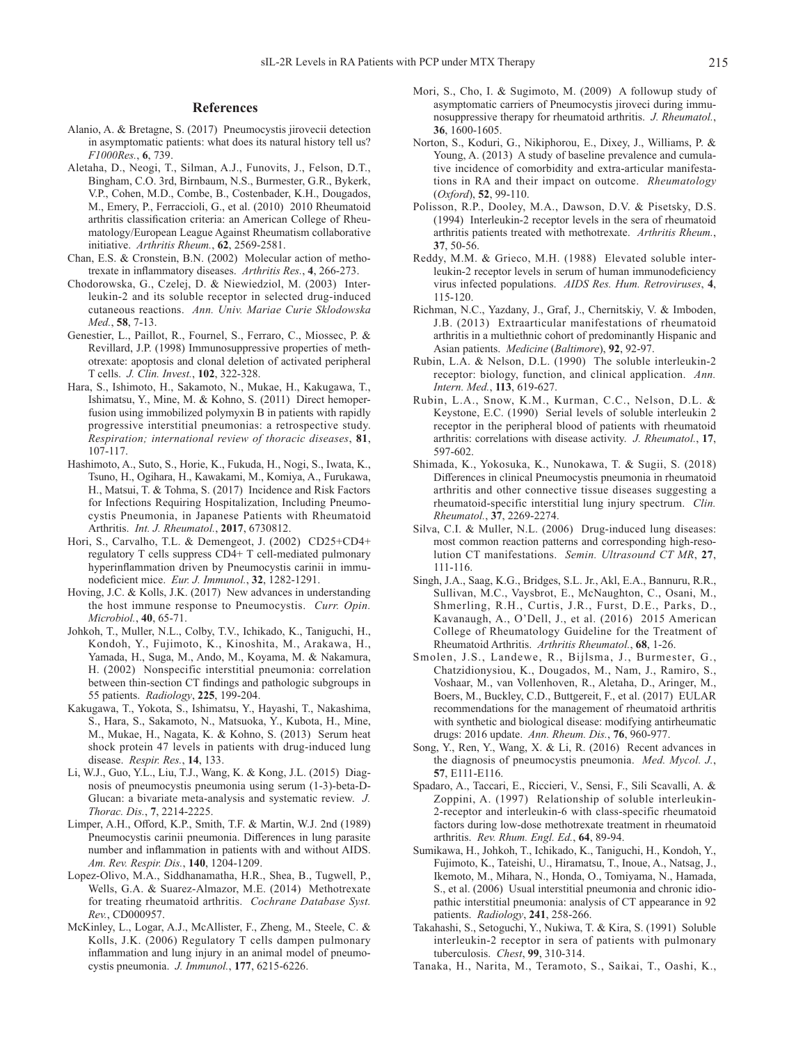## References

Alanio, A. & Bretagne, S. (2017) Pneumocystis jirovecii detection in asymptomatic patients: what does its natural history tell us? *F1000Res.*, **6**, 739.

Aletaha, D., Neogi, T., Silman, A.J., Funovits, J., Felson, D.T., Bingham, C.O. 3rd, Birnbaum, N.S., Burmester, G.R., Bykerk, V.P., Cohen, M.D., Combe, B., Costenbader, K.H., Dougados, M., Emery, P., Ferraccioli, G., et al. (2010) 2010 Rheumatoid arthritis classification criteria: an American College of Rheumatology/European League Against Rheumatism collaborative initiative. *Arthritis Rheum.*, **62**, 2569-2581.

Chan, E.S. & Cronstein, B.N. (2002) Molecular action of methotrexate in inflammatory diseases. *Arthritis Res.*, **4**, 266-273.

Chodorowska, G., Czelej, D. & Niewiedziol, M. (2003) Interleukin-2 and its soluble receptor in selected drug-induced cutaneous reactions. *Ann. Univ. Mariae Curie Sklodowska Med.*, **58**, 7-13.

Genestier, L., Paillot, R., Fournel, S., Ferraro, C., Miossec, P. & Revillard, J.P. (1998) Immunosuppressive properties of methotrexate: apoptosis and clonal deletion of activated peripheral T cells. *J. Clin. Invest.*, **102**, 322-328.

Hara, S., Ishimoto, H., Sakamoto, N., Mukae, H., Kakugawa, T., Ishimatsu, Y., Mine, M. & Kohno, S. (2011) Direct hemoperfusion using immobilized polymyxin B in patients with rapidly progressive interstitial pneumonias: a retrospective study. *Respiration; international review of thoracic diseases*, **81**, 107-117.

Hashimoto, A., Suto, S., Horie, K., Fukuda, H., Nogi, S., Iwata, K., Tsuno, H., Ogihara, H., Kawakami, M., Komiya, A., Furukawa, H., Matsui, T. & Tohma, S. (2017) Incidence and Risk Factors for Infections Requiring Hospitalization, Including Pneumocystis Pneumonia, in Japanese Patients with Rheumatoid Arthritis. *Int. J. Rheumatol.*, **2017**, 6730812.

Hori, S., Carvalho, T.L. & Demengeot, J. (2002) CD25+CD4+ regulatory T cells suppress CD4+ T cell-mediated pulmonary hyperinflammation driven by Pneumocystis carinii in immunodeficient mice. *Eur. J. Immunol.*, **32**, 1282-1291.

Hoving, J.C. & Kolls, J.K. (2017) New advances in understanding the host immune response to Pneumocystis. *Curr. Opin. Microbiol.*, **40**, 65-71.

Johkoh, T., Muller, N.L., Colby, T.V., Ichikado, K., Taniguchi, H., Kondoh, Y., Fujimoto, K., Kinoshita, M., Arakawa, H., Yamada, H., Suga, M., Ando, M., Koyama, M. & Nakamura, H. (2002) Nonspecific interstitial pneumonia: correlation between thin-section CT findings and pathologic subgroups in 55 patients. *Radiology*, **225**, 199-204.

Kakugawa, T., Yokota, S., Ishimatsu, Y., Hayashi, T., Nakashima, S., Hara, S., Sakamoto, N., Matsuoka, Y., Kubota, H., Mine, M., Mukae, H., Nagata, K. & Kohno, S. (2013) Serum heat shock protein 47 levels in patients with drug-induced lung disease. *Respir. Res.*, **14**, 133.

Li, W.J., Guo, Y.L., Liu, T.J., Wang, K. & Kong, J.L. (2015) Diagnosis of pneumocystis pneumonia using serum (1-3)-beta-D-Glucan: a bivariate meta-analysis and systematic review. *J. Thorac. Dis.*, **7**, 2214-2225.

Limper, A.H., Offord, K.P., Smith, T.F. & Martin, W.J. 2nd (1989) Pneumocystis carinii pneumonia. Differences in lung parasite number and inflammation in patients with and without AIDS. *Am. Rev. Respir. Dis.*, **140**, 1204-1209.

Lopez-Olivo, M.A., Siddhanamatha, H.R., Shea, B., Tugwell, P., Wells, G.A. & Suarez-Almazor, M.E. (2014) Methotrexate for treating rheumatoid arthritis. *Cochrane Database Syst. Rev.*, CD000957.

McKinley, L., Logar, A.J., McAllister, F., Zheng, M., Steele, C. & Kolls, J.K. (2006) Regulatory T cells dampen pulmonary inflammation and lung injury in an animal model of pneumocystis pneumonia. *J. Immunol.*, **177**, 6215-6226.

Mori, S., Cho, I. & Sugimoto, M. (2009) A followup study of asymptomatic carriers of Pneumocystis jiroveci during immunosuppressive therapy for rheumatoid arthritis. *J. Rheumatol.*, **36**, 1600-1605.

Norton, S., Koduri, G., Nikiphorou, E., Dixey, J., Williams, P. & Young, A. (2013) A study of baseline prevalence and cumulative incidence of comorbidity and extra-articular manifestations in RA and their impact on outcome. *Rheumatology (Oxford)*, **52**, 99-110.

Polisson, R.P., Dooley, M.A., Dawson, D.V. & Pisetsky, D.S. (1994) Interleukin-2 receptor levels in the sera of rheumatoid arthritis patients treated with methotrexate. *Arthritis Rheum.*, **37**, 50-56.

Reddy, M.M. & Grieco, M.H. (1988) Elevated soluble interleukin-2 receptor levels in serum of human immunodeficiency virus infected populations. *AIDS Res. Hum. Retroviruses*, **4**, 115-120.

Richman, N.C., Yazdany, J., Graf, J., Chernitskiy, V. & Imboden, J.B. (2013) Extraarticular manifestations of rheumatoid arthritis in a multiethnic cohort of predominantly Hispanic and Asian patients. *Medicine (Baltimore)*, **92**, 92-97.

Rubin, L.A. & Nelson, D.L. (1990) The soluble interleukin-2 receptor: biology, function, and clinical application. *Ann. Intern. Med.*, **113**, 619-627.

Rubin, L.A., Snow, K.M., Kurman, C.C., Nelson, D.L. & Keystone, E.C. (1990) Serial levels of soluble interleukin 2 receptor in the peripheral blood of patients with rheumatoid arthritis: correlations with disease activity. *J. Rheumatol.*, **17**, 597-602.

Shimada, K., Yokosuka, K., Nunokawa, T. & Sugii, S. (2018) Differences in clinical Pneumocystis pneumonia in rheumatoid arthritis and other connective tissue diseases suggesting a rheumatoid-specific interstitial lung injury spectrum. *Clin. Rheumatol.*, **37**, 2269-2274.

Silva, C.I. & Muller, N.L. (2006) Drug-induced lung diseases: most common reaction patterns and corresponding high-resolution CT manifestations. *Semin. Ultrasound CT MR*, **27**, 111-116.

Singh, J.A., Saag, K.G., Bridges, S.L. Jr., Akl, E.A., Bannuru, R.R., Sullivan, M.C., Vaysbrot, E., McNaughton, C., Osani, M., Shmerling, R.H., Curtis, J.R., Furst, D.E., Parks, D., Kavanaugh, A., O'Dell, J., et al. (2016) 2015 American College of Rheumatology Guideline for the Treatment of Rheumatoid Arthritis. *Arthritis Rheumatol.*, **68**, 1-26.

Smolen, J.S., Landewe, R., Bijlsma, J., Burmester, G., Chatzidionysiou, K., Dougados, M., Nam, J., Ramiro, S., Voshaar, M., van Vollenhoven, R., Aletaha, D., Aringer, M., Boers, M., Buckley, C.D., Buttgereit, F., et al. (2017) EULAR recommendations for the management of rheumatoid arthritis with synthetic and biological disease: modifying antirheumatic drugs: 2016 update. *Ann. Rheum. Dis.*, **76**, 960-977.

Song, Y., Ren, Y., Wang, X. & Li, R. (2016) Recent advances in the diagnosis of pneumocystis pneumonia. *Med. Mycol. J.*, **57**, E111-E116.

Spadaro, A., Taccari, E., Riccieri, V., Sensi, F., Sili Scavalli, A. & Zoppini, A. (1997) Relationship of soluble interleukin-2-receptor and interleukin-6 with class-specific rheumatoid factors during low-dose methotrexate treatment in rheumatoid arthritis. *Rev. Rhum. Engl. Ed.*, **64**, 89-94.

Sumikawa, H., Johkoh, T., Ichikado, K., Taniguchi, H., Kondoh, Y., Fujimoto, K., Tateishi, U., Hiramatsu, T., Inoue, A., Natsag, J., Ikemoto, M., Mihara, N., Honda, O., Tomiyama, N., Hamada, S., et al. (2006) Usual interstitial pneumonia and chronic idiopathic interstitial pneumonia: analysis of CT appearance in 92 patients. *Radiology*, **241**, 258-266.

Takahashi, S., Setoguchi, Y., Nukiwa, T. & Kira, S. (1991) Soluble interleukin-2 receptor in sera of patients with pulmonary tuberculosis. *Chest*, **99**, 310-314.

Tanaka, H., Narita, M., Teramoto, S., Saikai, T., Oashi, K.,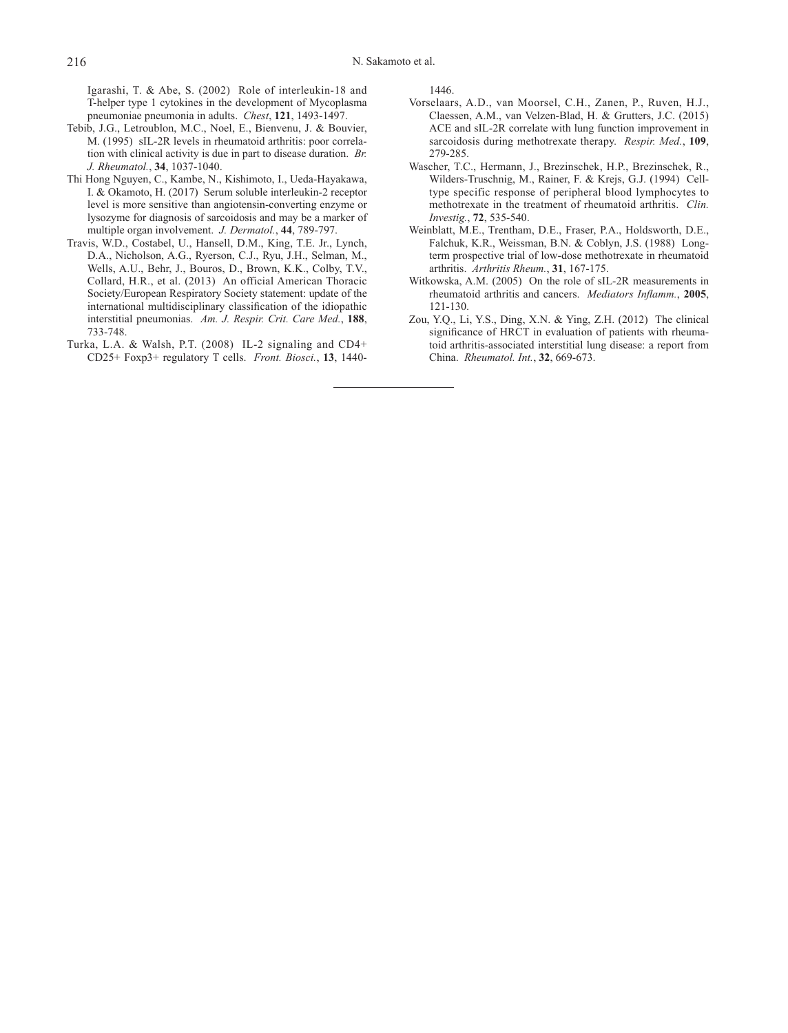Igarashi, T. & Abe, S. (2002) Role of interleukin-18 and T-helper type 1 cytokines in the development of Mycoplasma pneumoniae pneumonia in adults. *Chest*, **121**, 1493-1497.

Tebib, J.G., Letroublon, M.C., Noel, E., Bienvenu, J. & Bouvier, M. (1995) sIL-2R levels in rheumatoid arthritis: poor correlation with clinical activity is due in part to disease duration. *Br. J. Rheumatol.*, **34**, 1037-1040.

Thi Hong Nguyen, C., Kambe, N., Kishimoto, I., Ueda-Hayakawa, I. & Okamoto, H. (2017) Serum soluble interleukin-2 receptor level is more sensitive than angiotensin-converting enzyme or lysozyme for diagnosis of sarcoidosis and may be a marker of multiple organ involvement. *J. Dermatol.*, **44**, 789-797.

Travis, W.D., Costabel, U., Hansell, D.M., King, T.E. Jr., Lynch, D.A., Nicholson, A.G., Ryerson, C.J., Ryu, J.H., Selman, M., Wells, A.U., Behr, J., Bouros, D., Brown, K.K., Colby, T.V., Collard, H.R., et al. (2013) An official American Thoracic Society/European Respiratory Society statement: update of the international multidisciplinary classification of the idiopathic interstitial pneumonias. *Am. J. Respir. Crit. Care Med.*, **188**, 733-748.

Turka, L.A. & Walsh, P.T. (2008) IL-2 signaling and CD4+ CD25+ Foxp3+ regulatory T cells. *Front. Biosci.*, **13**, 1440-1446.

Vorselaars, A.D., van Moorsel, C.H., Zanen, P., Ruven, H.J., Claessen, A.M., van Velzen-Blad, H. & Grutters, J.C. (2015) ACE and sIL-2R correlate with lung function improvement in sarcoidosis during methotrexate therapy. *Respir. Med.*, **109**, 279-285.

Wascher, T.C., Hermann, J., Brezinschek, H.P., Brezinschek, R., Wilders-Truschnig, M., Rainer, F. & Krejs, G.J. (1994) Cell-type specific response of peripheral blood lymphocytes to methotrexate in the treatment of rheumatoid arthritis. *Clin. Investig.*, **72**, 535-540.

Weinblatt, M.E., Trentham, D.E., Fraser, P.A., Holdsworth, D.E., Falchuk, K.R., Weissman, B.N. & Coblyn, J.S. (1988) Long-term prospective trial of low-dose methotrexate in rheumatoid arthritis. *Arthritis Rheum.*, **31**, 167-175.

Witkowska, A.M. (2005) On the role of sIL-2R measurements in rheumatoid arthritis and cancers. *Mediators Inflamm.*, **2005**, 121-130.

Zou, Y.Q., Li, Y.S., Ding, X.N. & Ying, Z.H. (2012) The clinical significance of HRCT in evaluation of patients with rheumatoid arthritis-associated interstitial lung disease: a report from China. *Rheumatol. Int.*, **32**, 669-673.